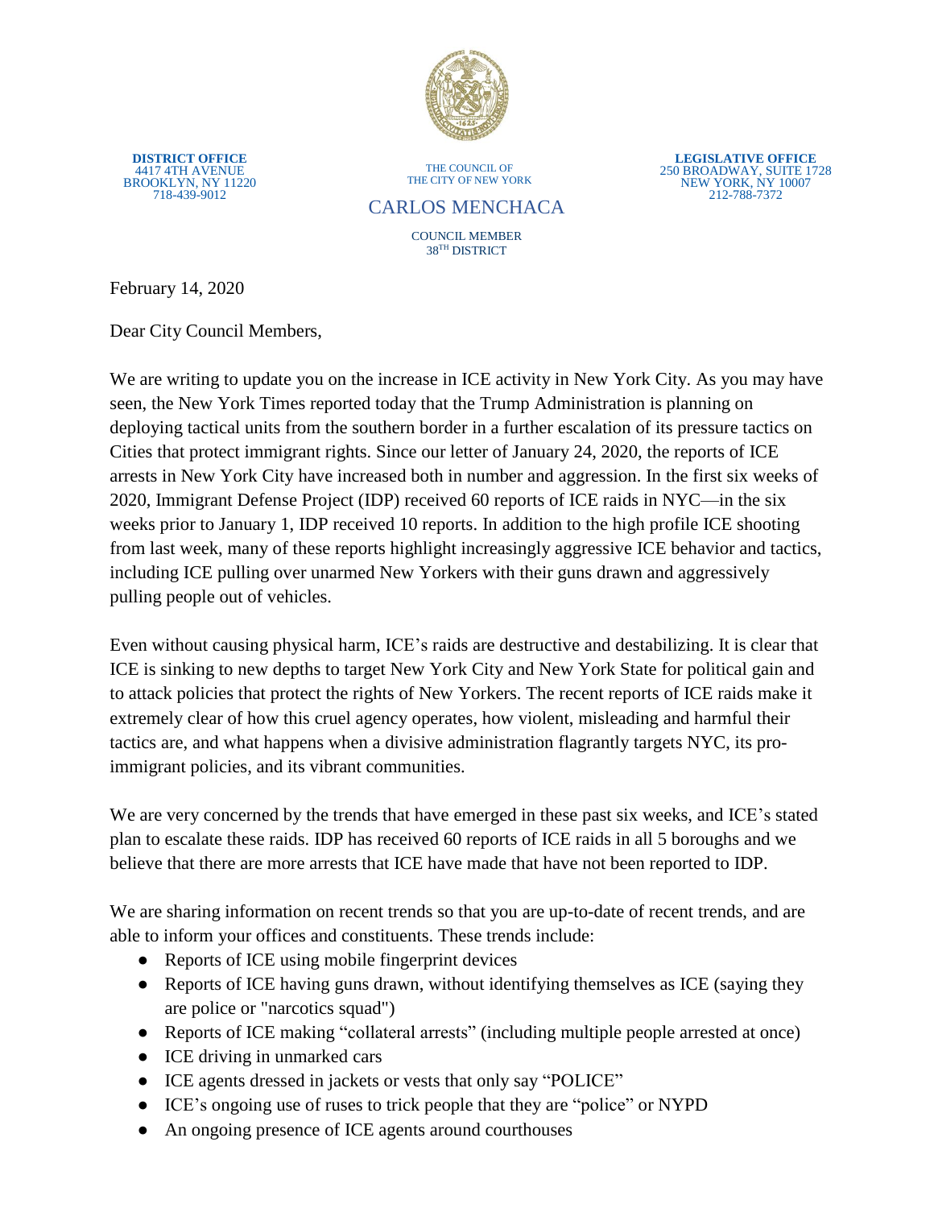**DISTRICT OFFICE**
4417 4TH AVENUE
BROOKLYN, NY 11220
718-439-9012

THE COUNCIL OF
THE CITY OF NEW YORK

CARLOS MENCHACA

COUNCIL MEMBER
38TH DISTRICT

**LEGISLATIVE OFFICE**
250 BROADWAY, SUITE 1728
NEW YORK, NY 10007
212-788-7372

February 14, 2020

Dear City Council Members,

We are writing to update you on the increase in ICE activity in New York City. As you may have seen, the New York Times reported today that the Trump Administration is planning on deploying tactical units from the southern border in a further escalation of its pressure tactics on Cities that protect immigrant rights. Since our letter of January 24, 2020, the reports of ICE arrests in New York City have increased both in number and aggression. In the first six weeks of 2020, Immigrant Defense Project (IDP) received 60 reports of ICE raids in NYC—in the six weeks prior to January 1, IDP received 10 reports. In addition to the high profile ICE shooting from last week, many of these reports highlight increasingly aggressive ICE behavior and tactics, including ICE pulling over unarmed New Yorkers with their guns drawn and aggressively pulling people out of vehicles.

Even without causing physical harm, ICE's raids are destructive and destabilizing. It is clear that ICE is sinking to new depths to target New York City and New York State for political gain and to attack policies that protect the rights of New Yorkers. The recent reports of ICE raids make it extremely clear of how this cruel agency operates, how violent, misleading and harmful their tactics are, and what happens when a divisive administration flagrantly targets NYC, its pro-immigrant policies, and its vibrant communities.

We are very concerned by the trends that have emerged in these past six weeks, and ICE's stated plan to escalate these raids. IDP has received 60 reports of ICE raids in all 5 boroughs and we believe that there are more arrests that ICE have made that have not been reported to IDP.

We are sharing information on recent trends so that you are up-to-date of recent trends, and are able to inform your offices and constituents. These trends include:

- Reports of ICE using mobile fingerprint devices
- Reports of ICE having guns drawn, without identifying themselves as ICE (saying they are police or "narcotics squad")
- Reports of ICE making "collateral arrests" (including multiple people arrested at once)
- ICE driving in unmarked cars
- ICE agents dressed in jackets or vests that only say "POLICE"
- ICE's ongoing use of ruses to trick people that they are "police" or NYPD
- An ongoing presence of ICE agents around courthouses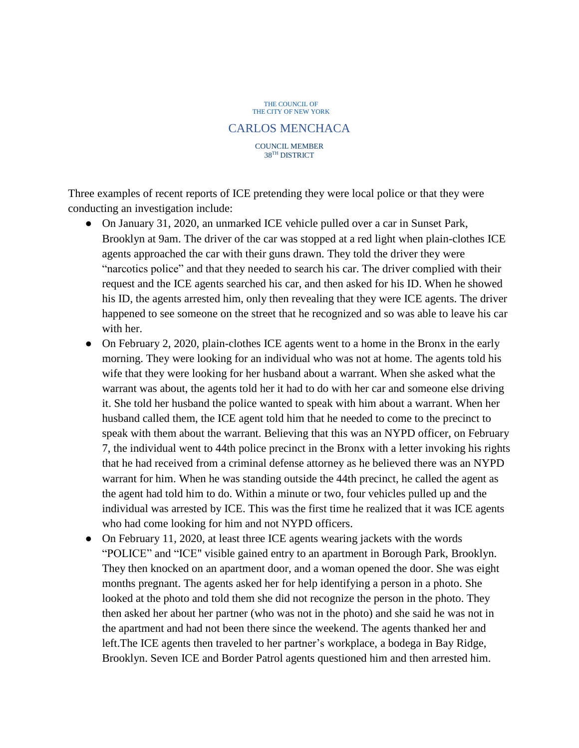THE COUNCIL OF
THE CITY OF NEW YORK

CARLOS MENCHACA

COUNCIL MEMBER
38TH DISTRICT

Three examples of recent reports of ICE pretending they were local police or that they were conducting an investigation include:

- On January 31, 2020, an unmarked ICE vehicle pulled over a car in Sunset Park, Brooklyn at 9am. The driver of the car was stopped at a red light when plain-clothes ICE agents approached the car with their guns drawn. They told the driver they were "narcotics police" and that they needed to search his car. The driver complied with their request and the ICE agents searched his car, and then asked for his ID. When he showed his ID, the agents arrested him, only then revealing that they were ICE agents. The driver happened to see someone on the street that he recognized and so was able to leave his car with her.
- On February 2, 2020, plain-clothes ICE agents went to a home in the Bronx in the early morning. They were looking for an individual who was not at home. The agents told his wife that they were looking for her husband about a warrant. When she asked what the warrant was about, the agents told her it had to do with her car and someone else driving it. She told her husband the police wanted to speak with him about a warrant. When her husband called them, the ICE agent told him that he needed to come to the precinct to speak with them about the warrant. Believing that this was an NYPD officer, on February 7, the individual went to 44th police precinct in the Bronx with a letter invoking his rights that he had received from a criminal defense attorney as he believed there was an NYPD warrant for him. When he was standing outside the 44th precinct, he called the agent as the agent had told him to do. Within a minute or two, four vehicles pulled up and the individual was arrested by ICE. This was the first time he realized that it was ICE agents who had come looking for him and not NYPD officers.
- On February 11, 2020, at least three ICE agents wearing jackets with the words "POLICE" and "ICE" visible gained entry to an apartment in Borough Park, Brooklyn. They then knocked on an apartment door, and a woman opened the door. She was eight months pregnant. The agents asked her for help identifying a person in a photo. She looked at the photo and told them she did not recognize the person in the photo. They then asked her about her partner (who was not in the photo) and she said he was not in the apartment and had not been there since the weekend. The agents thanked her and left.The ICE agents then traveled to her partner's workplace, a bodega in Bay Ridge, Brooklyn. Seven ICE and Border Patrol agents questioned him and then arrested him.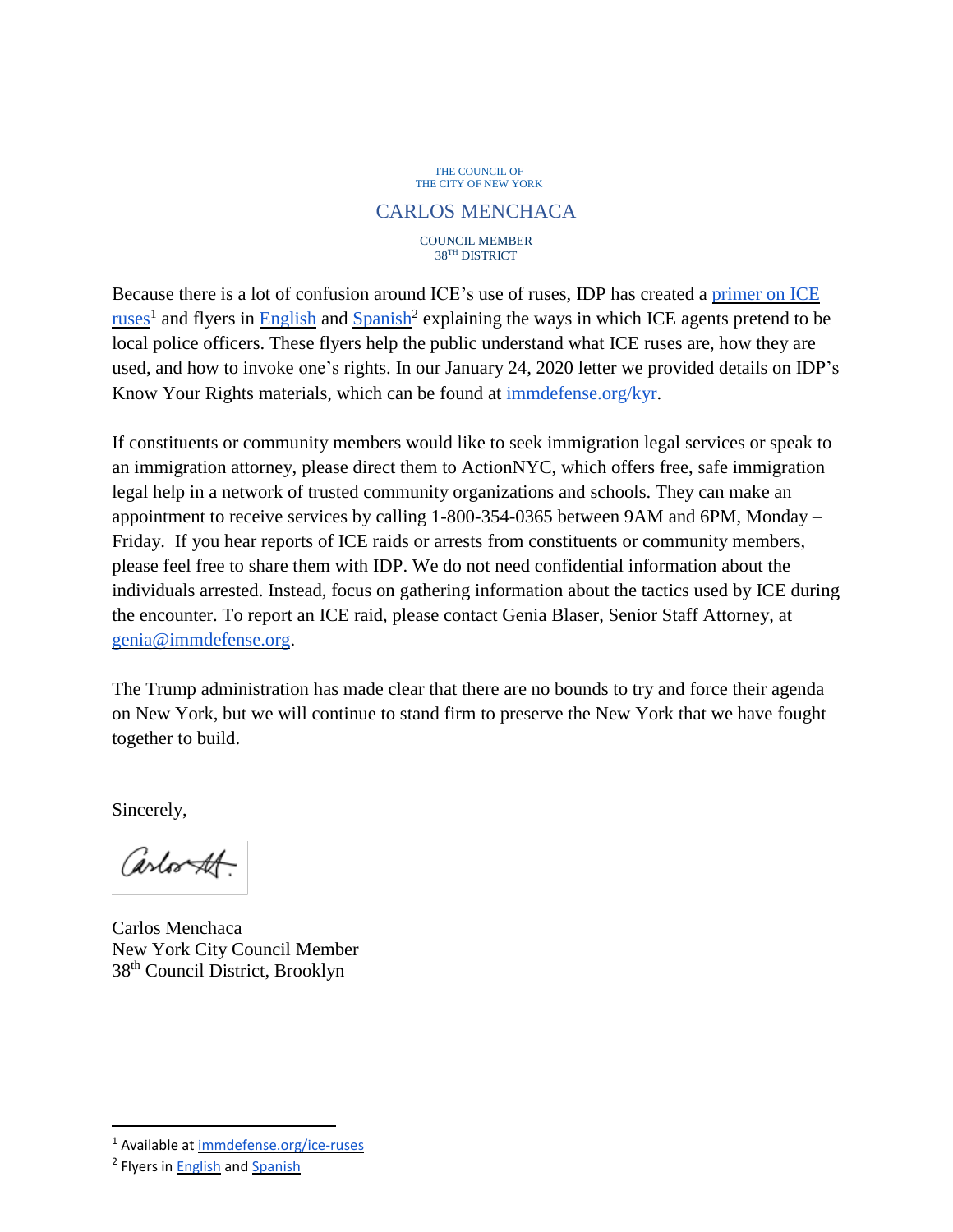THE COUNCIL OF
THE CITY OF NEW YORK

CARLOS MENCHACA

COUNCIL MEMBER
38TH DISTRICT

Because there is a lot of confusion around ICE's use of ruses, IDP has created a primer on ICE ruses[1] and flyers in English and Spanish[2] explaining the ways in which ICE agents pretend to be local police officers. These flyers help the public understand what ICE ruses are, how they are used, and how to invoke one's rights. In our January 24, 2020 letter we provided details on IDP's Know Your Rights materials, which can be found at immdefense.org/kyr.

If constituents or community members would like to seek immigration legal services or speak to an immigration attorney, please direct them to ActionNYC, which offers free, safe immigration legal help in a network of trusted community organizations and schools. They can make an appointment to receive services by calling 1-800-354-0365 between 9AM and 6PM, Monday – Friday. If you hear reports of ICE raids or arrests from constituents or community members, please feel free to share them with IDP. We do not need confidential information about the individuals arrested. Instead, focus on gathering information about the tactics used by ICE during the encounter. To report an ICE raid, please contact Genia Blaser, Senior Staff Attorney, at genia@immdefense.org.

The Trump administration has made clear that there are no bounds to try and force their agenda on New York, but we will continue to stand firm to preserve the New York that we have fought together to build.

Sincerely,

Carlos Menchaca
New York City Council Member
38th Council District, Brooklyn

---

[1] Available at immdefense.org/ice-ruses

[2] Flyers in English and Spanish